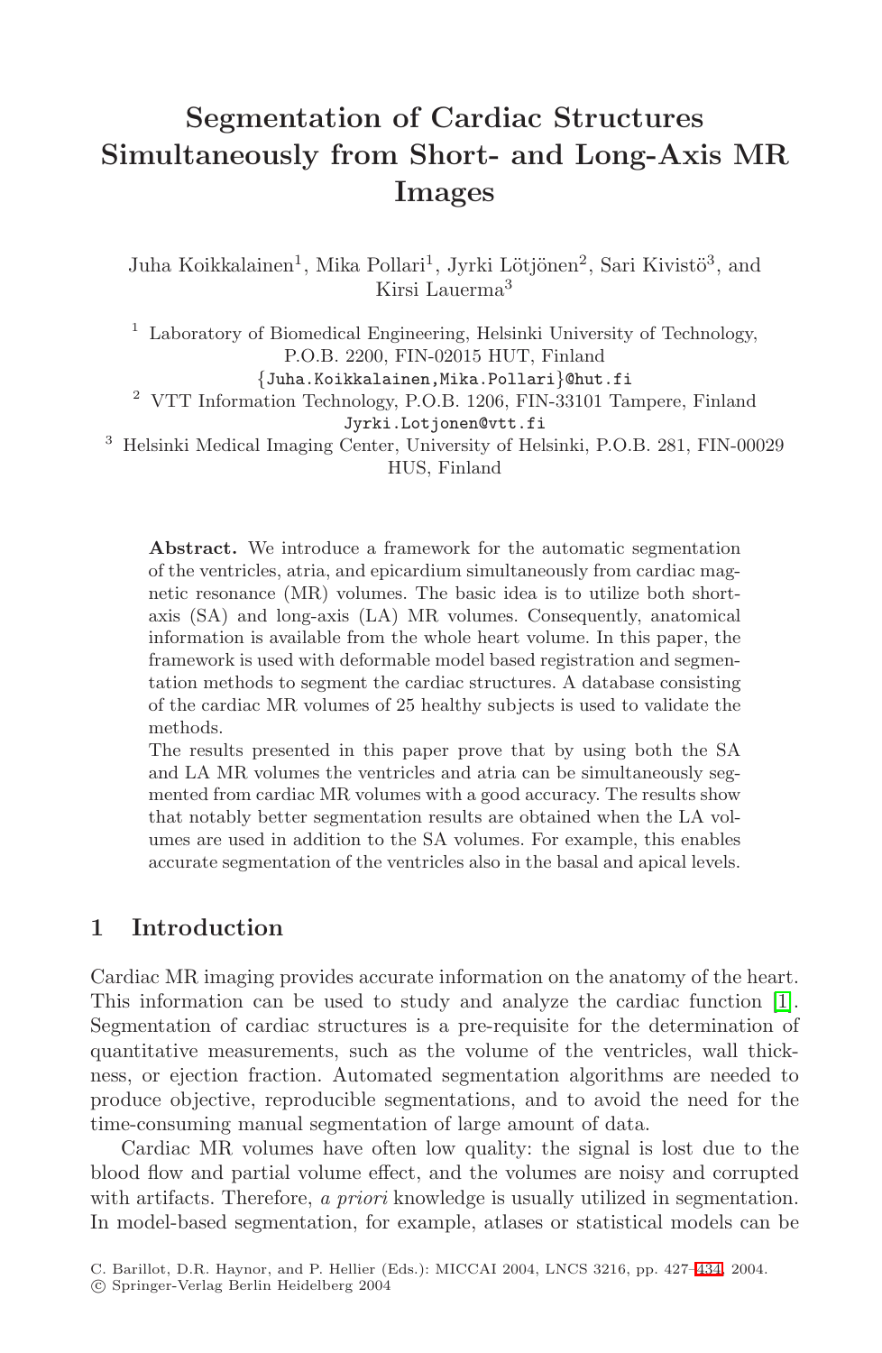# Segmentation of Cardiac Structures Simultaneously from Short- and Long-Axis MR Images

Juha Koikkalainen[1], Mika Pollari[1], Jyrki Lötjönen[2], Sari Kivistö[3], and Kirsi Lauerma[3]

[1] Laboratory of Biomedical Engineering, Helsinki University of Technology, P.O.B. 2200, FIN-02015 HUT, Finland
{Juha.Koikkalainen,Mika.Pollari}@hut.fi

[2] VTT Information Technology, P.O.B. 1206, FIN-33101 Tampere, Finland
Jyrki.Lotjonen@vtt.fi

[3] Helsinki Medical Imaging Center, University of Helsinki, P.O.B. 281, FIN-00029 HUS, Finland

**Abstract.** We introduce a framework for the automatic segmentation of the ventricles, atria, and epicardium simultaneously from cardiac magnetic resonance (MR) volumes. The basic idea is to utilize both short-axis (SA) and long-axis (LA) MR volumes. Consequently, anatomical information is available from the whole heart volume. In this paper, the framework is used with deformable model based registration and segmentation methods to segment the cardiac structures. A database consisting of the cardiac MR volumes of 25 healthy subjects is used to validate the methods.

The results presented in this paper prove that by using both the SA and LA MR volumes the ventricles and atria can be simultaneously segmented from cardiac MR volumes with a good accuracy. The results show that notably better segmentation results are obtained when the LA volumes are used in addition to the SA volumes. For example, this enables accurate segmentation of the ventricles also in the basal and apical levels.

## 1 Introduction

Cardiac MR imaging provides accurate information on the anatomy of the heart. This information can be used to study and analyze the cardiac function [1]. Segmentation of cardiac structures is a pre-requisite for the determination of quantitative measurements, such as the volume of the ventricles, wall thickness, or ejection fraction. Automated segmentation algorithms are needed to produce objective, reproducible segmentations, and to avoid the need for the time-consuming manual segmentation of large amount of data.

Cardiac MR volumes have often low quality: the signal is lost due to the blood flow and partial volume effect, and the volumes are noisy and corrupted with artifacts. Therefore, *a priori* knowledge is usually utilized in segmentation. In model-based segmentation, for example, atlases or statistical models can be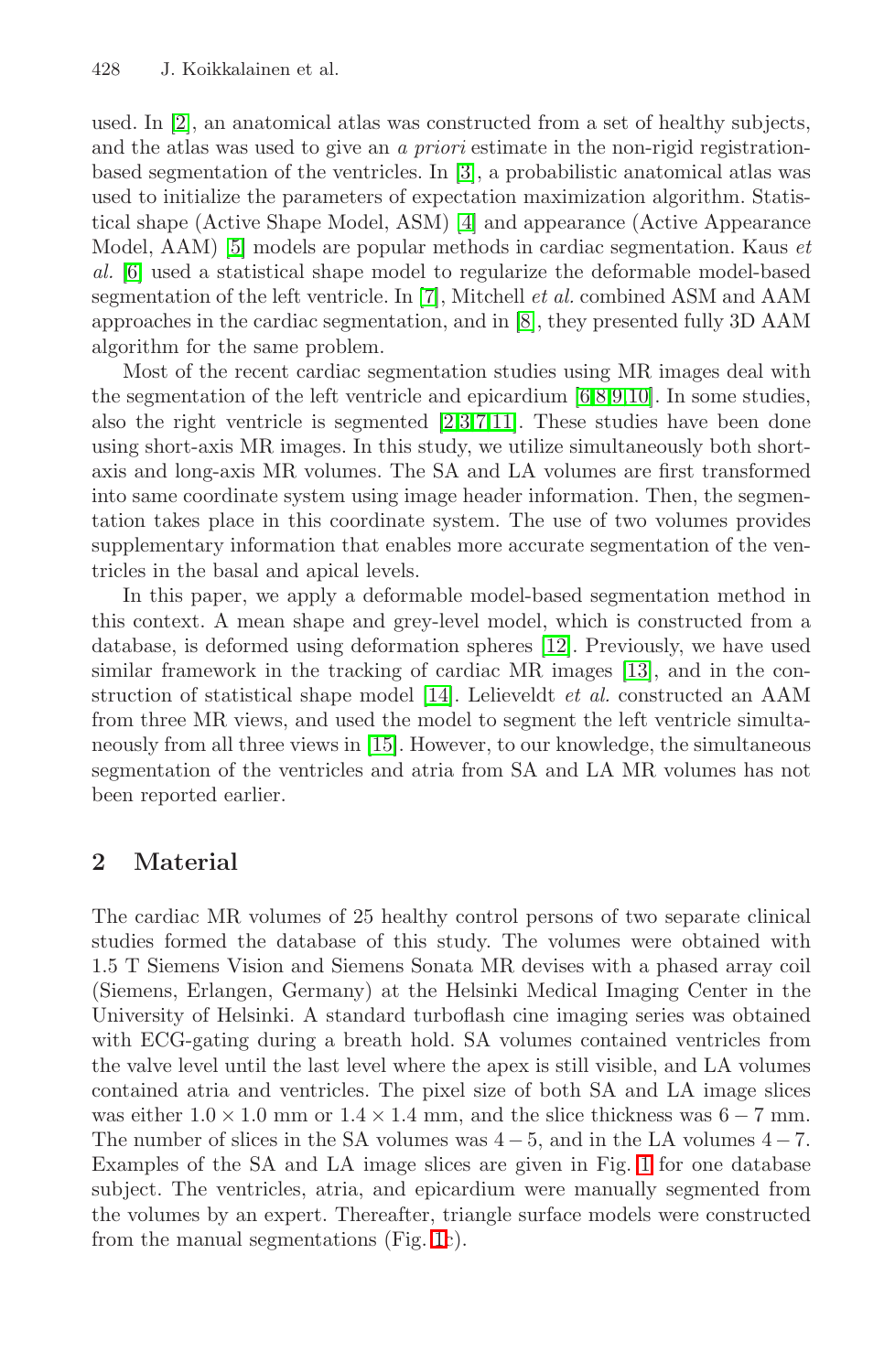used. In [2], an anatomical atlas was constructed from a set of healthy subjects, and the atlas was used to give an *a priori* estimate in the non-rigid registration-based segmentation of the ventricles. In [3], a probabilistic anatomical atlas was used to initialize the parameters of expectation maximization algorithm. Statistical shape (Active Shape Model, ASM) [4] and appearance (Active Appearance Model, AAM) [5] models are popular methods in cardiac segmentation. Kaus *et al.* [6] used a statistical shape model to regularize the deformable model-based segmentation of the left ventricle. In [7], Mitchell *et al.* combined ASM and AAM approaches in the cardiac segmentation, and in [8], they presented fully 3D AAM algorithm for the same problem.

Most of the recent cardiac segmentation studies using MR images deal with the segmentation of the left ventricle and epicardium [6,8,9,10]. In some studies, also the right ventricle is segmented [2,3,7,11]. These studies have been done using short-axis MR images. In this study, we utilize simultaneously both short-axis and long-axis MR volumes. The SA and LA volumes are first transformed into same coordinate system using image header information. Then, the segmentation takes place in this coordinate system. The use of two volumes provides supplementary information that enables more accurate segmentation of the ventricles in the basal and apical levels.

In this paper, we apply a deformable model-based segmentation method in this context. A mean shape and grey-level model, which is constructed from a database, is deformed using deformation spheres [12]. Previously, we have used similar framework in the tracking of cardiac MR images [13], and in the construction of statistical shape model [14]. Lelieveldt *et al.* constructed an AAM from three MR views, and used the model to segment the left ventricle simultaneously from all three views in [15]. However, to our knowledge, the simultaneous segmentation of the ventricles and atria from SA and LA MR volumes has not been reported earlier.

## 2 Material

The cardiac MR volumes of 25 healthy control persons of two separate clinical studies formed the database of this study. The volumes were obtained with 1.5 T Siemens Vision and Siemens Sonata MR devises with a phased array coil (Siemens, Erlangen, Germany) at the Helsinki Medical Imaging Center in the University of Helsinki. A standard turboflash cine imaging series was obtained with ECG-gating during a breath hold. SA volumes contained ventricles from the valve level until the last level where the apex is still visible, and LA volumes contained atria and ventricles. The pixel size of both SA and LA image slices was either $1.0 \times 1.0$ mm or $1.4 \times 1.4$ mm, and the slice thickness was $6 - 7$ mm. The number of slices in the SA volumes was $4 - 5$, and in the LA volumes $4 - 7$. Examples of the SA and LA image slices are given in Fig. 1 for one database subject. The ventricles, atria, and epicardium were manually segmented from the volumes by an expert. Thereafter, triangle surface models were constructed from the manual segmentations (Fig. 1c).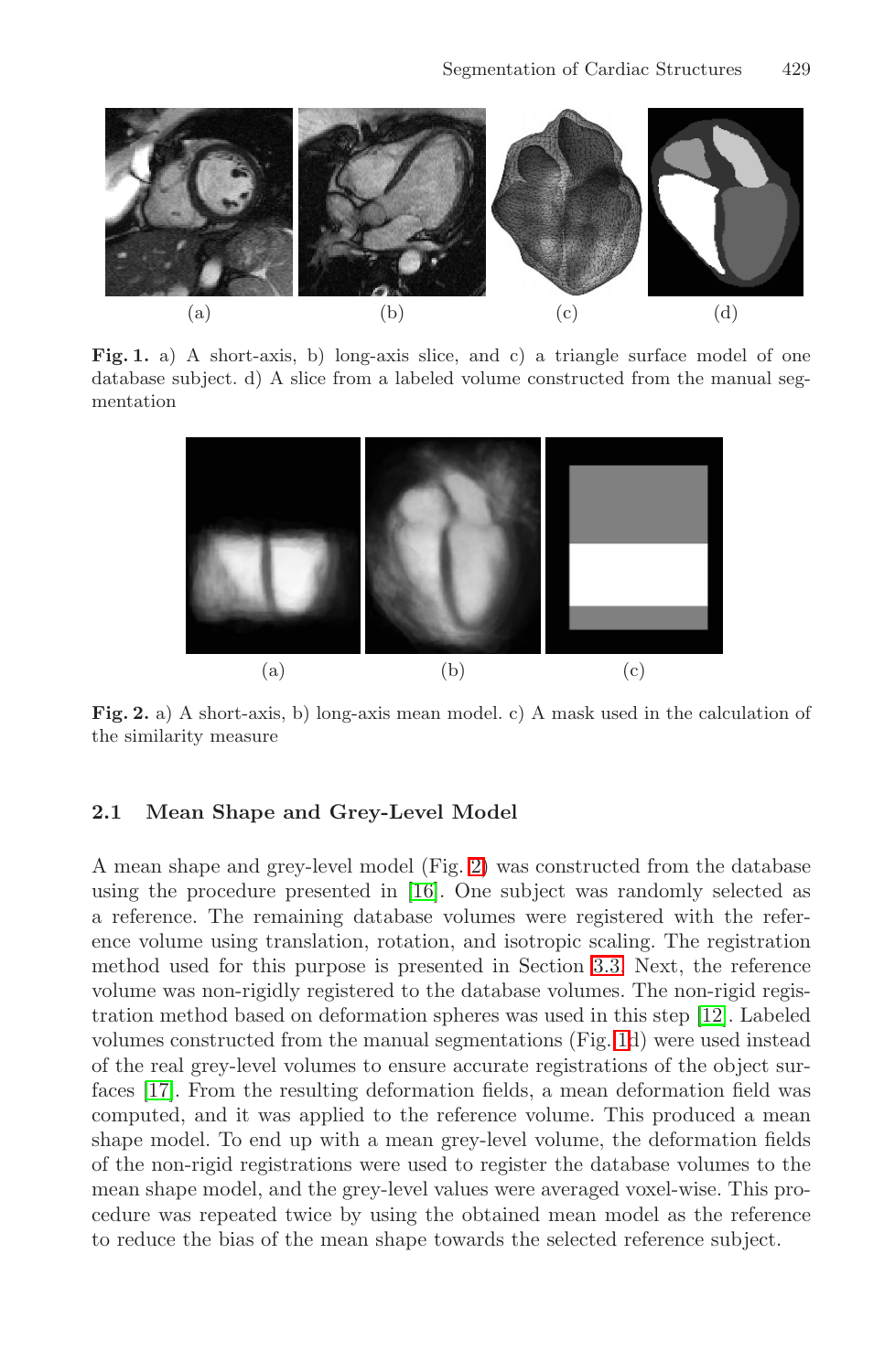**Fig. 1.** a) A short-axis, b) long-axis slice, and c) a triangle surface model of one database subject. d) A slice from a labeled volume constructed from the manual segmentation

**Fig. 2.** a) A short-axis, b) long-axis mean model. c) A mask used in the calculation of the similarity measure

### 2.1 Mean Shape and Grey-Level Model

A mean shape and grey-level model (Fig. 2) was constructed from the database using the procedure presented in [16]. One subject was randomly selected as a reference. The remaining database volumes were registered with the reference volume using translation, rotation, and isotropic scaling. The registration method used for this purpose is presented in Section 3.3. Next, the reference volume was non-rigidly registered to the database volumes. The non-rigid registration method based on deformation spheres was used in this step [12]. Labeled volumes constructed from the manual segmentations (Fig. 1d) were used instead of the real grey-level volumes to ensure accurate registrations of the object surfaces [17]. From the resulting deformation fields, a mean deformation field was computed, and it was applied to the reference volume. This produced a mean shape model. To end up with a mean grey-level volume, the deformation fields of the non-rigid registrations were used to register the database volumes to the mean shape model, and the grey-level values were averaged voxel-wise. This procedure was repeated twice by using the obtained mean model as the reference to reduce the bias of the mean shape towards the selected reference subject.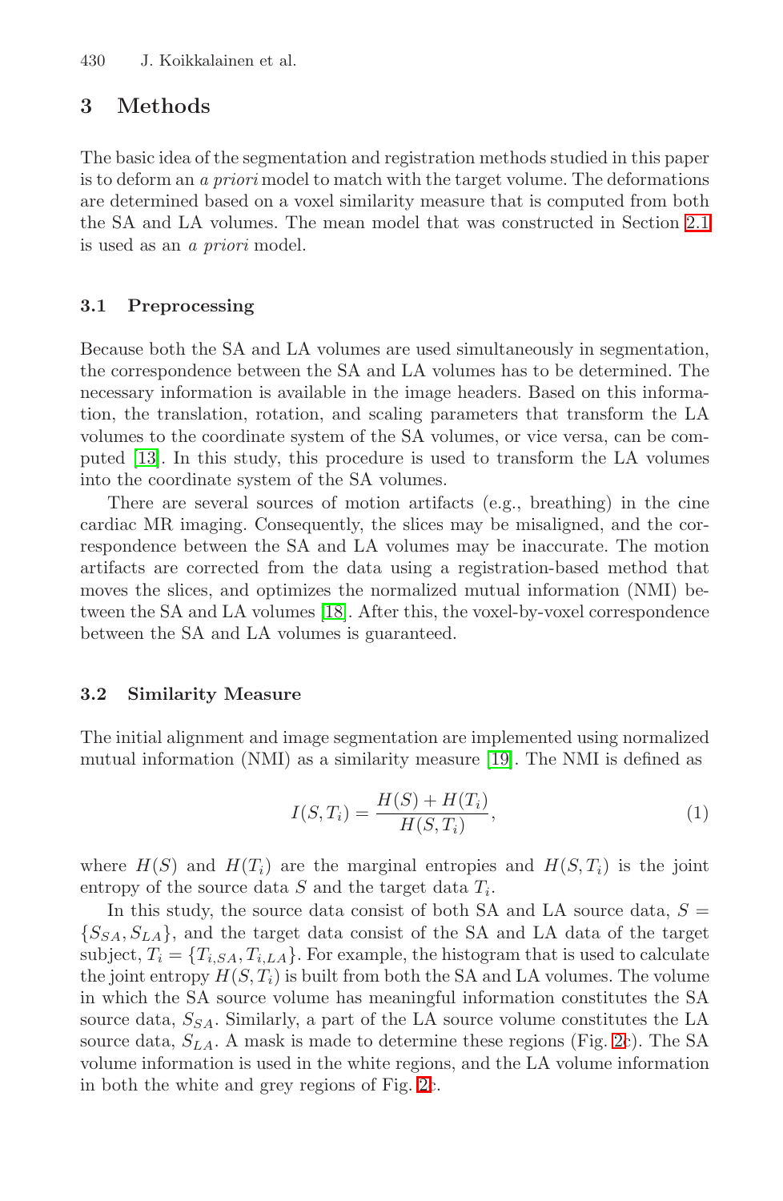## 3 Methods

The basic idea of the segmentation and registration methods studied in this paper is to deform an *a priori* model to match with the target volume. The deformations are determined based on a voxel similarity measure that is computed from both the SA and LA volumes. The mean model that was constructed in Section 2.1 is used as an *a priori* model.

### 3.1 Preprocessing

Because both the SA and LA volumes are used simultaneously in segmentation, the correspondence between the SA and LA volumes has to be determined. The necessary information is available in the image headers. Based on this information, the translation, rotation, and scaling parameters that transform the LA volumes to the coordinate system of the SA volumes, or vice versa, can be computed [13]. In this study, this procedure is used to transform the LA volumes into the coordinate system of the SA volumes.

There are several sources of motion artifacts (e.g., breathing) in the cine cardiac MR imaging. Consequently, the slices may be misaligned, and the correspondence between the SA and LA volumes may be inaccurate. The motion artifacts are corrected from the data using a registration-based method that moves the slices, and optimizes the normalized mutual information (NMI) between the SA and LA volumes [18]. After this, the voxel-by-voxel correspondence between the SA and LA volumes is guaranteed.

### 3.2 Similarity Measure

The initial alignment and image segmentation are implemented using normalized mutual information (NMI) as a similarity measure [19]. The NMI is defined as

$$I(S, T_i) = \frac{H(S) + H(T_i)}{H(S, T_i)}, \tag{1}$$

where $H(S)$ and $H(T_i)$ are the marginal entropies and $H(S, T_i)$ is the joint entropy of the source data $S$ and the target data $T_i$.

In this study, the source data consist of both SA and LA source data, $S = \{S_{SA}, S_{LA}\}$, and the target data consist of the SA and LA data of the target subject, $T_i = \{T_{i,SA}, T_{i,LA}\}$. For example, the histogram that is used to calculate the joint entropy $H(S, T_i)$ is built from both the SA and LA volumes. The volume in which the SA source volume has meaningful information constitutes the SA source data, $S_{SA}$. Similarly, a part of the LA source volume constitutes the LA source data, $S_{LA}$. A mask is made to determine these regions (Fig. 2c). The SA volume information is used in the white regions, and the LA volume information in both the white and grey regions of Fig. 2c.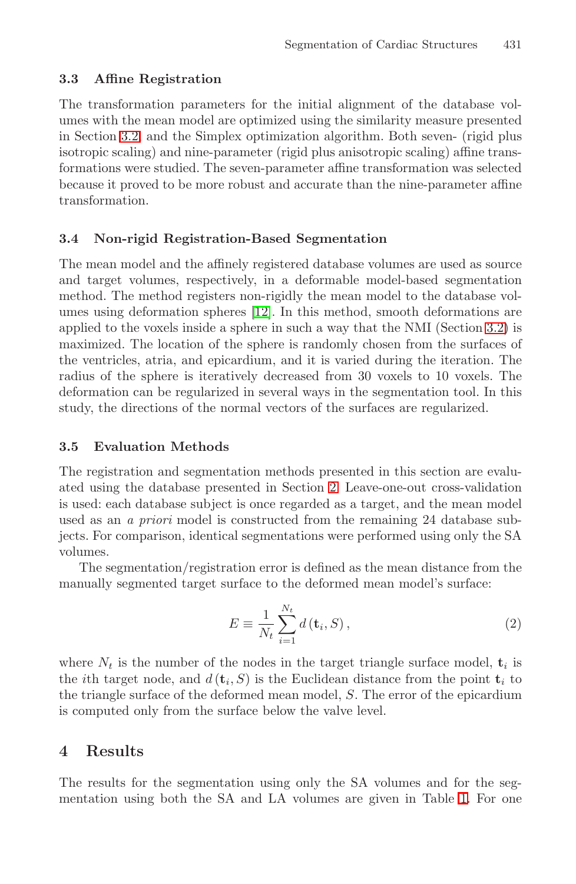### 3.3 Affine Registration

The transformation parameters for the initial alignment of the database volumes with the mean model are optimized using the similarity measure presented in Section 3.2 and the Simplex optimization algorithm. Both seven- (rigid plus isotropic scaling) and nine-parameter (rigid plus anisotropic scaling) affine transformations were studied. The seven-parameter affine transformation was selected because it proved to be more robust and accurate than the nine-parameter affine transformation.

### 3.4 Non-rigid Registration-Based Segmentation

The mean model and the affinely registered database volumes are used as source and target volumes, respectively, in a deformable model-based segmentation method. The method registers non-rigidly the mean model to the database volumes using deformation spheres [12]. In this method, smooth deformations are applied to the voxels inside a sphere in such a way that the NMI (Section 3.2) is maximized. The location of the sphere is randomly chosen from the surfaces of the ventricles, atria, and epicardium, and it is varied during the iteration. The radius of the sphere is iteratively decreased from 30 voxels to 10 voxels. The deformation can be regularized in several ways in the segmentation tool. In this study, the directions of the normal vectors of the surfaces are regularized.

### 3.5 Evaluation Methods

The registration and segmentation methods presented in this section are evaluated using the database presented in Section 2. Leave-one-out cross-validation is used: each database subject is once regarded as a target, and the mean model used as an *a priori* model is constructed from the remaining 24 database subjects. For comparison, identical segmentations were performed using only the SA volumes.

The segmentation/registration error is defined as the mean distance from the manually segmented target surface to the deformed mean model's surface:

$$E \equiv \frac{1}{N_t} \sum_{i=1}^{N_t} d\left(\mathbf{t}_i, S\right), \tag{2}$$

where $N_t$ is the number of the nodes in the target triangle surface model, $\mathbf{t}_i$ is the $i$th target node, and $d\left(\mathbf{t}_i, S\right)$ is the Euclidean distance from the point $\mathbf{t}_i$ to the triangle surface of the deformed mean model, $S$. The error of the epicardium is computed only from the surface below the valve level.

## 4 Results

The results for the segmentation using only the SA volumes and for the segmentation using both the SA and LA volumes are given in Table 1. For one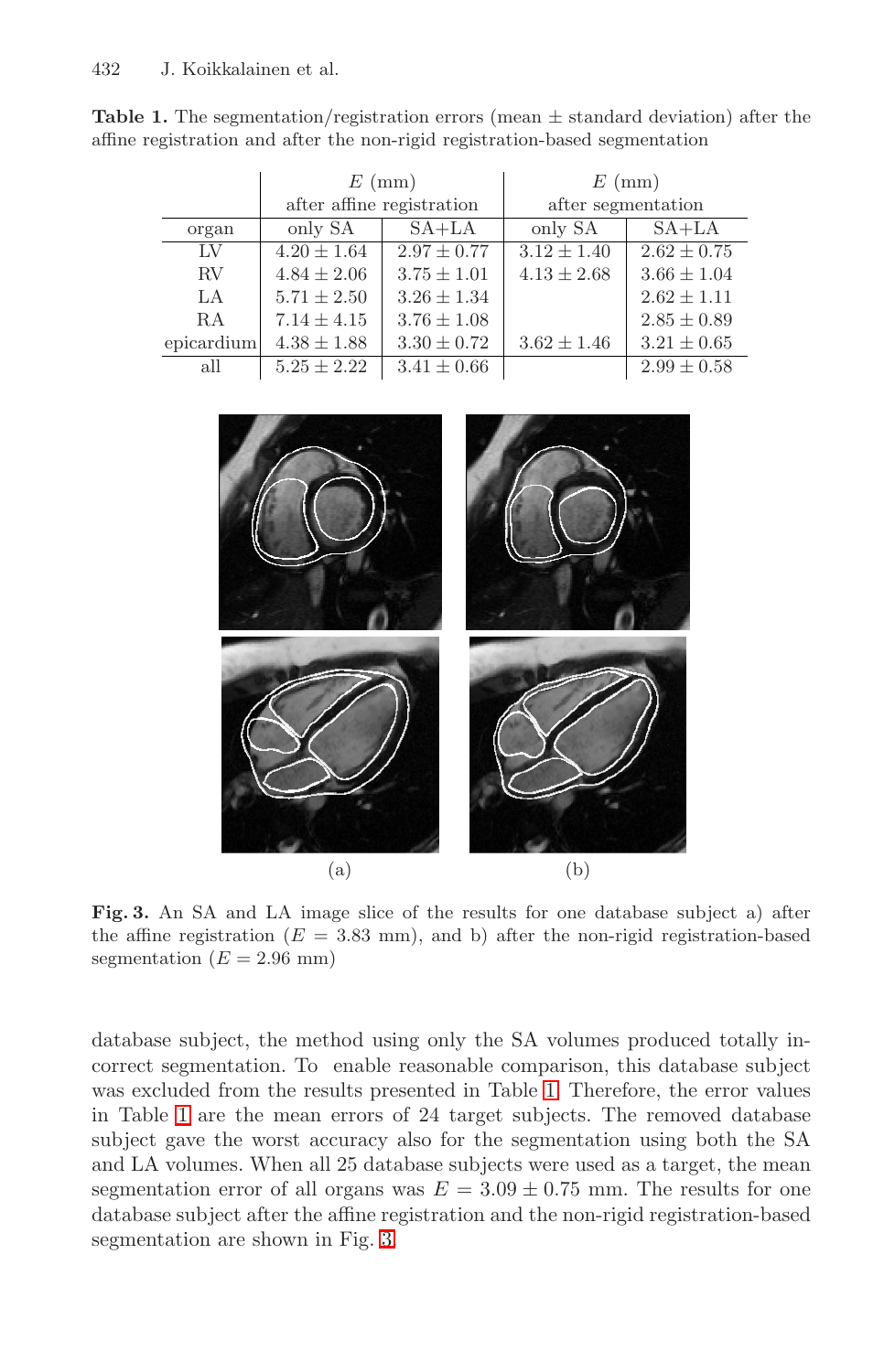**Table 1.** The segmentation/registration errors (mean ± standard deviation) after the affine registration and after the non-rigid registration-based segmentation

| | $E$ (mm) after affine registration | | $E$ (mm) after segmentation | |
|---|---|---|---|---|
| organ | only SA | SA+LA | only SA | SA+LA |
| LV | $4.20 \pm 1.64$ | $2.97 \pm 0.77$ | $3.12 \pm 1.40$ | $2.62 \pm 0.75$ |
| RV | $4.84 \pm 2.06$ | $3.75 \pm 1.01$ | $4.13 \pm 2.68$ | $3.66 \pm 1.04$ |
| LA | $5.71 \pm 2.50$ | $3.26 \pm 1.34$ | | $2.62 \pm 1.11$ |
| RA | $7.14 \pm 4.15$ | $3.76 \pm 1.08$ | | $2.85 \pm 0.89$ |
| epicardium | $4.38 \pm 1.88$ | $3.30 \pm 0.72$ | $3.62 \pm 1.46$ | $3.21 \pm 0.65$ |
| all | $5.25 \pm 2.22$ | $3.41 \pm 0.66$ | | $2.99 \pm 0.58$ |

(a) (b)

**Fig. 3.** An SA and LA image slice of the results for one database subject a) after the affine registration ($E = 3.83$ mm), and b) after the non-rigid registration-based segmentation ($E = 2.96$ mm)

database subject, the method using only the SA volumes produced totally incorrect segmentation. To enable reasonable comparison, this database subject was excluded from the results presented in Table 1. Therefore, the error values in Table 1 are the mean errors of 24 target subjects. The removed database subject gave the worst accuracy also for the segmentation using both the SA and LA volumes. When all 25 database subjects were used as a target, the mean segmentation error of all organs was $E = 3.09 \pm 0.75$ mm. The results for one database subject after the affine registration and the non-rigid registration-based segmentation are shown in Fig. 3.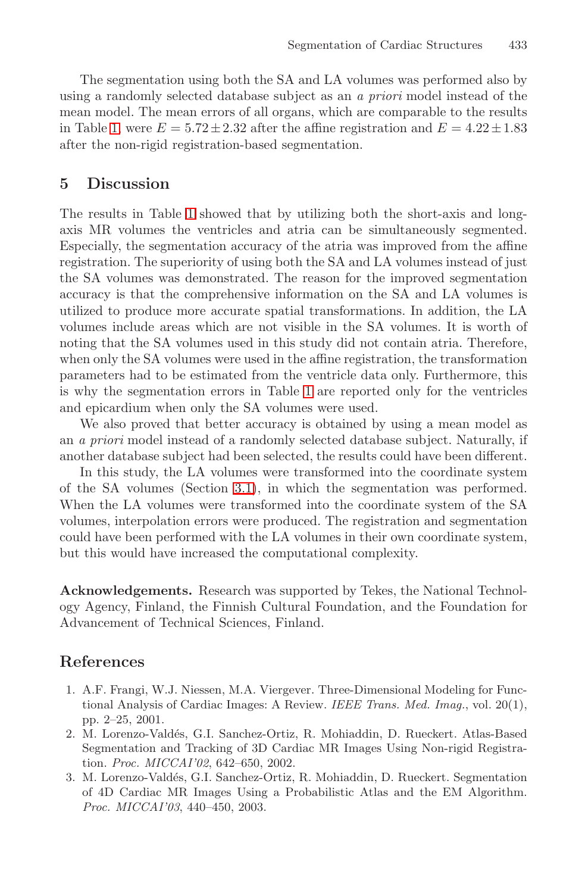The segmentation using both the SA and LA volumes was performed also by using a randomly selected database subject as an *a priori* model instead of the mean model. The mean errors of all organs, which are comparable to the results in Table 1, were $E = 5.72 \pm 2.32$ after the affine registration and $E = 4.22 \pm 1.83$ after the non-rigid registration-based segmentation.

## 5 Discussion

The results in Table 1 showed that by utilizing both the short-axis and long-axis MR volumes the ventricles and atria can be simultaneously segmented. Especially, the segmentation accuracy of the atria was improved from the affine registration. The superiority of using both the SA and LA volumes instead of just the SA volumes was demonstrated. The reason for the improved segmentation accuracy is that the comprehensive information on the SA and LA volumes is utilized to produce more accurate spatial transformations. In addition, the LA volumes include areas which are not visible in the SA volumes. It is worth of noting that the SA volumes used in this study did not contain atria. Therefore, when only the SA volumes were used in the affine registration, the transformation parameters had to be estimated from the ventricle data only. Furthermore, this is why the segmentation errors in Table 1 are reported only for the ventricles and epicardium when only the SA volumes were used.

We also proved that better accuracy is obtained by using a mean model as an *a priori* model instead of a randomly selected database subject. Naturally, if another database subject had been selected, the results could have been different.

In this study, the LA volumes were transformed into the coordinate system of the SA volumes (Section 3.1), in which the segmentation was performed. When the LA volumes were transformed into the coordinate system of the SA volumes, interpolation errors were produced. The registration and segmentation could have been performed with the LA volumes in their own coordinate system, but this would have increased the computational complexity.

**Acknowledgements.** Research was supported by Tekes, the National Technology Agency, Finland, the Finnish Cultural Foundation, and the Foundation for Advancement of Technical Sciences, Finland.

## References

1. A.F. Frangi, W.J. Niessen, M.A. Viergever. Three-Dimensional Modeling for Functional Analysis of Cardiac Images: A Review. *IEEE Trans. Med. Imag.*, vol. 20(1), pp. 2–25, 2001.
2. M. Lorenzo-Valdés, G.I. Sanchez-Ortiz, R. Mohiaddin, D. Rueckert. Atlas-Based Segmentation and Tracking of 3D Cardiac MR Images Using Non-rigid Registration. *Proc. MICCAI'02*, 642–650, 2002.
3. M. Lorenzo-Valdés, G.I. Sanchez-Ortiz, R. Mohiaddin, D. Rueckert. Segmentation of 4D Cardiac MR Images Using a Probabilistic Atlas and the EM Algorithm. *Proc. MICCAI'03*, 440–450, 2003.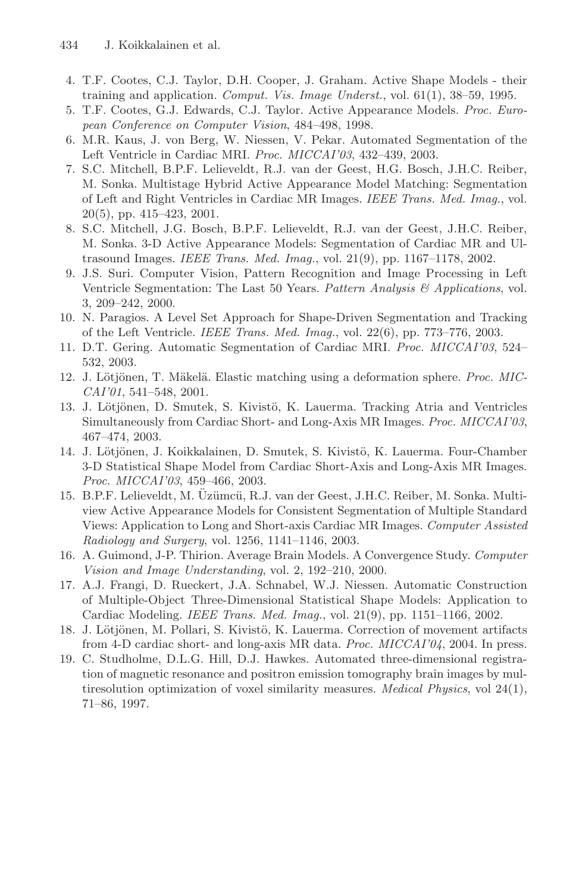4. T.F. Cootes, C.J. Taylor, D.H. Cooper, J. Graham. Active Shape Models - their training and application. *Comput. Vis. Image Underst.*, vol. 61(1), 38–59, 1995.
5. T.F. Cootes, G.J. Edwards, C.J. Taylor. Active Appearance Models. *Proc. European Conference on Computer Vision*, 484–498, 1998.
6. M.R. Kaus, J. von Berg, W. Niessen, V. Pekar. Automated Segmentation of the Left Ventricle in Cardiac MRI. *Proc. MICCAI'03*, 432–439, 2003.
7. S.C. Mitchell, B.P.F. Lelieveldt, R.J. van der Geest, H.G. Bosch, J.H.C. Reiber, M. Sonka. Multistage Hybrid Active Appearance Model Matching: Segmentation of Left and Right Ventricles in Cardiac MR Images. *IEEE Trans. Med. Imag.*, vol. 20(5), pp. 415–423, 2001.
8. S.C. Mitchell, J.G. Bosch, B.P.F. Lelieveldt, R.J. van der Geest, J.H.C. Reiber, M. Sonka. 3-D Active Appearance Models: Segmentation of Cardiac MR and Ultrasound Images. *IEEE Trans. Med. Imag.*, vol. 21(9), pp. 1167–1178, 2002.
9. J.S. Suri. Computer Vision, Pattern Recognition and Image Processing in Left Ventricle Segmentation: The Last 50 Years. *Pattern Analysis & Applications*, vol. 3, 209–242, 2000.
10. N. Paragios. A Level Set Approach for Shape-Driven Segmentation and Tracking of the Left Ventricle. *IEEE Trans. Med. Imag.*, vol. 22(6), pp. 773–776, 2003.
11. D.T. Gering. Automatic Segmentation of Cardiac MRI. *Proc. MICCAI'03*, 524–532, 2003.
12. J. Lötjönen, T. Mäkelä. Elastic matching using a deformation sphere. *Proc. MICCAI'01*, 541–548, 2001.
13. J. Lötjönen, D. Smutek, S. Kivistö, K. Lauerma. Tracking Atria and Ventricles Simultaneously from Cardiac Short- and Long-Axis MR Images. *Proc. MICCAI'03*, 467–474, 2003.
14. J. Lötjönen, J. Koikkalainen, D. Smutek, S. Kivistö, K. Lauerma. Four-Chamber 3-D Statistical Shape Model from Cardiac Short-Axis and Long-Axis MR Images. *Proc. MICCAI'03*, 459–466, 2003.
15. B.P.F. Lelieveldt, M. Üzümcü, R.J. van der Geest, J.H.C. Reiber, M. Sonka. Multi-view Active Appearance Models for Consistent Segmentation of Multiple Standard Views: Application to Long and Short-axis Cardiac MR Images. *Computer Assisted Radiology and Surgery*, vol. 1256, 1141–1146, 2003.
16. A. Guimond, J-P. Thirion. Average Brain Models. A Convergence Study. *Computer Vision and Image Understanding*, vol. 2, 192–210, 2000.
17. A.J. Frangi, D. Rueckert, J.A. Schnabel, W.J. Niessen. Automatic Construction of Multiple-Object Three-Dimensional Statistical Shape Models: Application to Cardiac Modeling. *IEEE Trans. Med. Imag.*, vol. 21(9), pp. 1151–1166, 2002.
18. J. Lötjönen, M. Pollari, S. Kivistö, K. Lauerma. Correction of movement artifacts from 4-D cardiac short- and long-axis MR data. *Proc. MICCAI'04*, 2004. In press.
19. C. Studholme, D.L.G. Hill, D.J. Hawkes. Automated three-dimensional registration of magnetic resonance and positron emission tomography brain images by multiresolution optimization of voxel similarity measures. *Medical Physics*, vol 24(1), 71–86, 1997.